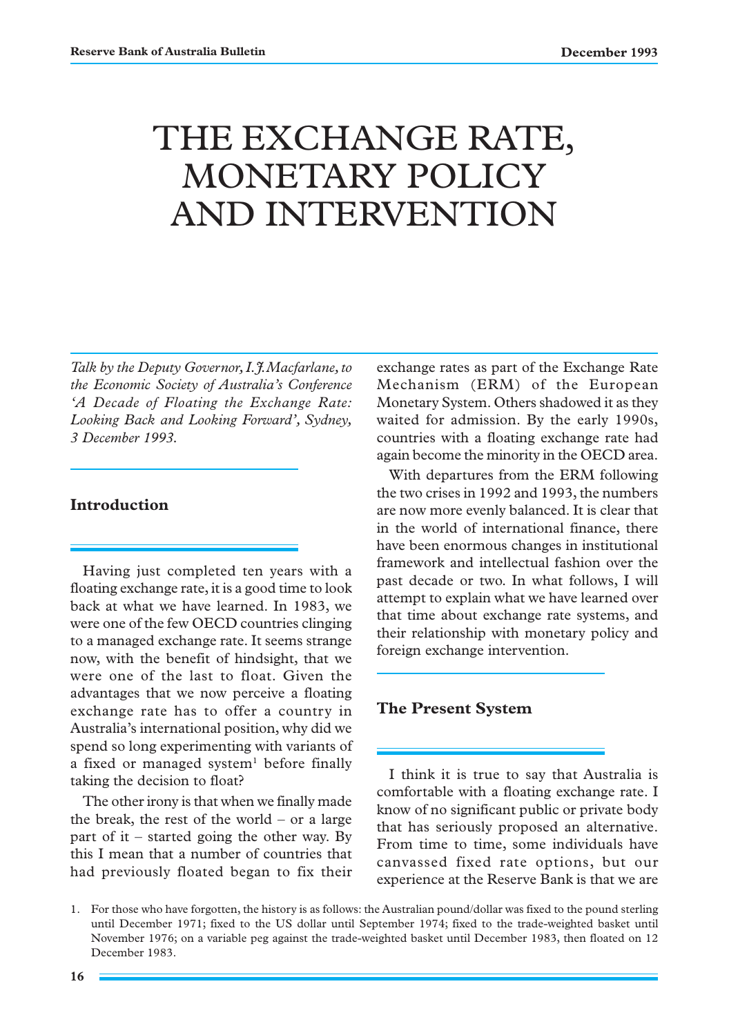# THE EXCHANGE RATE, MONETARY POLICY AND INTERVENTION

*Talk by the Deputy Governor, I.J.Macfarlane, to the Economic Society of Australia's Conference 'A Decade of Floating the Exchange Rate: Looking Back and Looking Forward', Sydney, 3 December 1993.*

## Introduction

Having just completed ten years with a floating exchange rate, it is a good time to look back at what we have learned. In 1983, we were one of the few OECD countries clinging to a managed exchange rate. It seems strange now, with the benefit of hindsight, that we were one of the last to float. Given the advantages that we now perceive a floating exchange rate has to offer a country in Australia's international position, why did we spend so long experimenting with variants of a fixed or managed system[1] before finally taking the decision to float?

The other irony is that when we finally made the break, the rest of the world – or a large part of it – started going the other way. By this I mean that a number of countries that had previously floated began to fix their exchange rates as part of the Exchange Rate Mechanism (ERM) of the European Monetary System. Others shadowed it as they waited for admission. By the early 1990s, countries with a floating exchange rate had again become the minority in the OECD area.

With departures from the ERM following the two crises in 1992 and 1993, the numbers are now more evenly balanced. It is clear that in the world of international finance, there have been enormous changes in institutional framework and intellectual fashion over the past decade or two. In what follows, I will attempt to explain what we have learned over that time about exchange rate systems, and their relationship with monetary policy and foreign exchange intervention.

## The Present System

I think it is true to say that Australia is comfortable with a floating exchange rate. I know of no significant public or private body that has seriously proposed an alternative. From time to time, some individuals have canvassed fixed rate options, but our experience at the Reserve Bank is that we are

1. For those who have forgotten, the history is as follows: the Australian pound/dollar was fixed to the pound sterling until December 1971; fixed to the US dollar until September 1974; fixed to the trade-weighted basket until November 1976; on a variable peg against the trade-weighted basket until December 1983, then floated on 12 December 1983.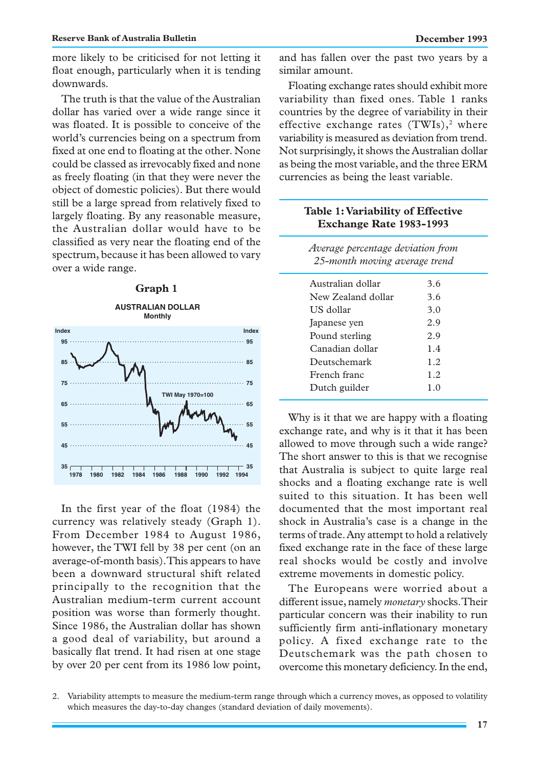more likely to be criticised for not letting it float enough, particularly when it is tending downwards.

The truth is that the value of the Australian dollar has varied over a wide range since it was floated. It is possible to conceive of the world's currencies being on a spectrum from fixed at one end to floating at the other. None could be classed as irrevocably fixed and none as freely floating (in that they were never the object of domestic policies). But there would still be a large spread from relatively fixed to largely floating. By any reasonable measure, the Australian dollar would have to be classified as very near the floating end of the spectrum, because it has been allowed to vary over a wide range.

**Graph 1**

**AUSTRALIAN DOLLAR**
Monthly

In the first year of the float (1984) the currency was relatively steady (Graph 1). From December 1984 to August 1986, however, the TWI fell by 38 per cent (on an average-of-month basis). This appears to have been a downward structural shift related principally to the recognition that the Australian medium-term current account position was worse than formerly thought. Since 1986, the Australian dollar has shown a good deal of variability, but around a basically flat trend. It had risen at one stage by over 20 per cent from its 1986 low point, and has fallen over the past two years by a similar amount.

Floating exchange rates should exhibit more variability than fixed ones. Table 1 ranks countries by the degree of variability in their effective exchange rates (TWIs),[2] where variability is measured as deviation from trend. Not surprisingly, it shows the Australian dollar as being the most variable, and the three ERM currencies as being the least variable.

**Table 1: Variability of Effective Exchange Rate 1983-1993**

| | *Average percentage deviation from 25-month moving average trend* |
|---|---|
| Australian dollar | 3.6 |
| New Zealand dollar | 3.6 |
| US dollar | 3.0 |
| Japanese yen | 2.9 |
| Pound sterling | 2.9 |
| Canadian dollar | 1.4 |
| Deutschemark | 1.2 |
| French franc | 1.2 |
| Dutch guilder | 1.0 |

Why is it that we are happy with a floating exchange rate, and why is it that it has been allowed to move through such a wide range? The short answer to this is that we recognise that Australia is subject to quite large real shocks and a floating exchange rate is well suited to this situation. It has been well documented that the most important real shock in Australia's case is a change in the terms of trade. Any attempt to hold a relatively fixed exchange rate in the face of these large real shocks would be costly and involve extreme movements in domestic policy.

The Europeans were worried about a different issue, namely *monetary* shocks. Their particular concern was their inability to run sufficiently firm anti-inflationary monetary policy. A fixed exchange rate to the Deutschemark was the path chosen to overcome this monetary deficiency. In the end,

2. Variability attempts to measure the medium-term range through which a currency moves, as opposed to volatility which measures the day-to-day changes (standard deviation of daily movements).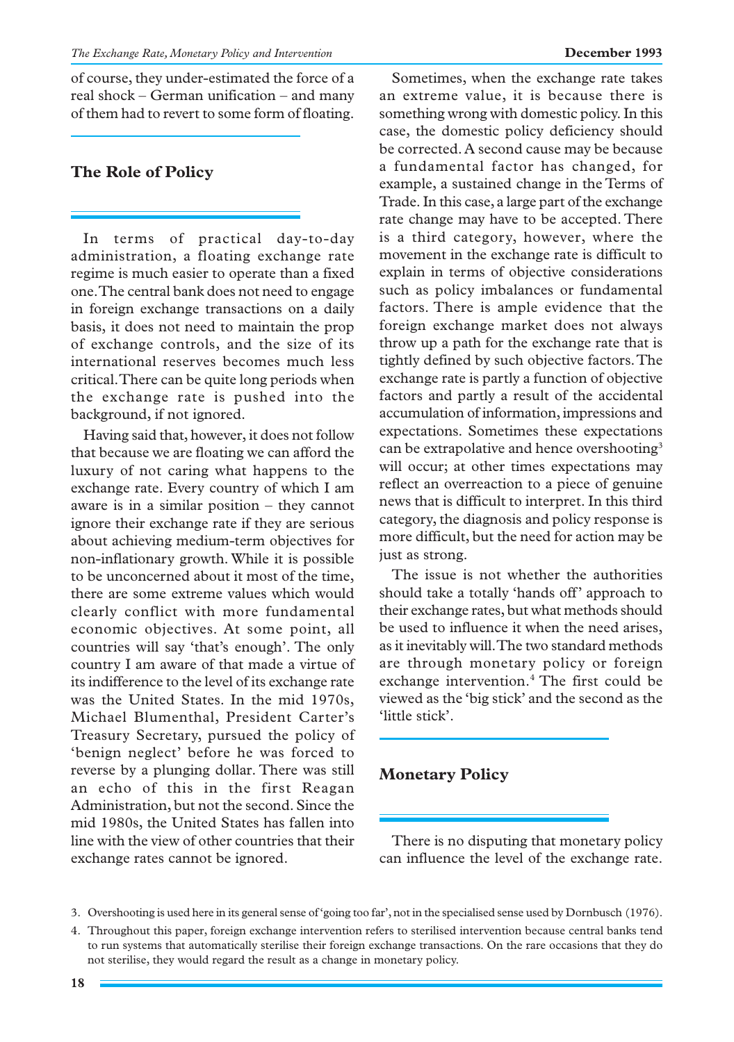of course, they under-estimated the force of a real shock – German unification – and many of them had to revert to some form of floating.

## The Role of Policy

In terms of practical day-to-day administration, a floating exchange rate regime is much easier to operate than a fixed one. The central bank does not need to engage in foreign exchange transactions on a daily basis, it does not need to maintain the prop of exchange controls, and the size of its international reserves becomes much less critical. There can be quite long periods when the exchange rate is pushed into the background, if not ignored.

Having said that, however, it does not follow that because we are floating we can afford the luxury of not caring what happens to the exchange rate. Every country of which I am aware is in a similar position – they cannot ignore their exchange rate if they are serious about achieving medium-term objectives for non-inflationary growth. While it is possible to be unconcerned about it most of the time, there are some extreme values which would clearly conflict with more fundamental economic objectives. At some point, all countries will say 'that's enough'. The only country I am aware of that made a virtue of its indifference to the level of its exchange rate was the United States. In the mid 1970s, Michael Blumenthal, President Carter's Treasury Secretary, pursued the policy of 'benign neglect' before he was forced to reverse by a plunging dollar. There was still an echo of this in the first Reagan Administration, but not the second. Since the mid 1980s, the United States has fallen into line with the view of other countries that their exchange rates cannot be ignored.

Sometimes, when the exchange rate takes an extreme value, it is because there is something wrong with domestic policy. In this case, the domestic policy deficiency should be corrected. A second cause may be because a fundamental factor has changed, for example, a sustained change in the Terms of Trade. In this case, a large part of the exchange rate change may have to be accepted. There is a third category, however, where the movement in the exchange rate is difficult to explain in terms of objective considerations such as policy imbalances or fundamental factors. There is ample evidence that the foreign exchange market does not always throw up a path for the exchange rate that is tightly defined by such objective factors. The exchange rate is partly a function of objective factors and partly a result of the accidental accumulation of information, impressions and expectations. Sometimes these expectations can be extrapolative and hence overshooting[3] will occur; at other times expectations may reflect an overreaction to a piece of genuine news that is difficult to interpret. In this third category, the diagnosis and policy response is more difficult, but the need for action may be just as strong.

The issue is not whether the authorities should take a totally 'hands off' approach to their exchange rates, but what methods should be used to influence it when the need arises, as it inevitably will. The two standard methods are through monetary policy or foreign exchange intervention.[4] The first could be viewed as the 'big stick' and the second as the 'little stick'.

## Monetary Policy

There is no disputing that monetary policy can influence the level of the exchange rate.

3. Overshooting is used here in its general sense of 'going too far', not in the specialised sense used by Dornbusch (1976).

4. Throughout this paper, foreign exchange intervention refers to sterilised intervention because central banks tend to run systems that automatically sterilise their foreign exchange transactions. On the rare occasions that they do not sterilise, they would regard the result as a change in monetary policy.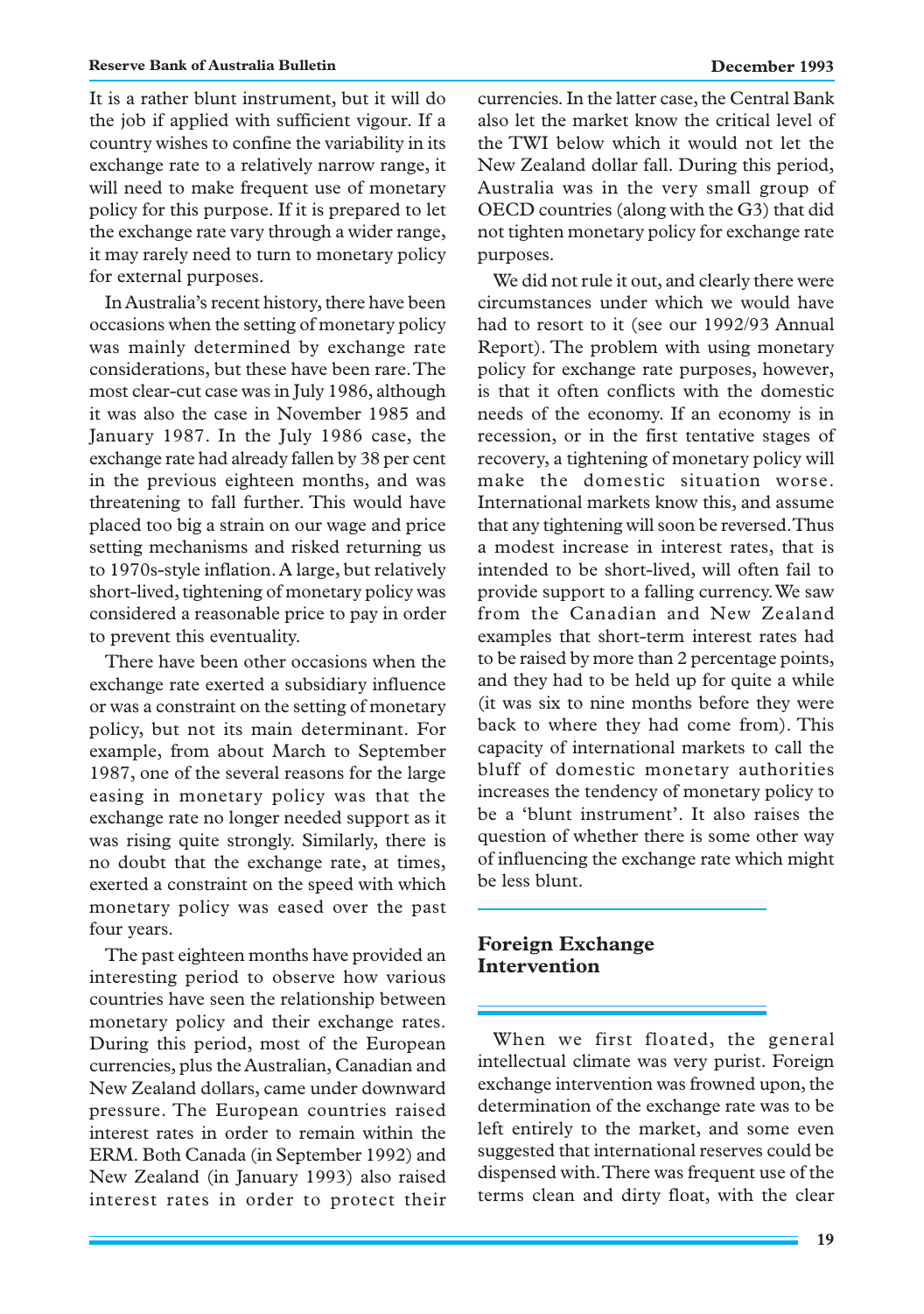It is a rather blunt instrument, but it will do the job if applied with sufficient vigour. If a country wishes to confine the variability in its exchange rate to a relatively narrow range, it will need to make frequent use of monetary policy for this purpose. If it is prepared to let the exchange rate vary through a wider range, it may rarely need to turn to monetary policy for external purposes.

In Australia's recent history, there have been occasions when the setting of monetary policy was mainly determined by exchange rate considerations, but these have been rare. The most clear-cut case was in July 1986, although it was also the case in November 1985 and January 1987. In the July 1986 case, the exchange rate had already fallen by 38 per cent in the previous eighteen months, and was threatening to fall further. This would have placed too big a strain on our wage and price setting mechanisms and risked returning us to 1970s-style inflation. A large, but relatively short-lived, tightening of monetary policy was considered a reasonable price to pay in order to prevent this eventuality.

There have been other occasions when the exchange rate exerted a subsidiary influence or was a constraint on the setting of monetary policy, but not its main determinant. For example, from about March to September 1987, one of the several reasons for the large easing in monetary policy was that the exchange rate no longer needed support as it was rising quite strongly. Similarly, there is no doubt that the exchange rate, at times, exerted a constraint on the speed with which monetary policy was eased over the past four years.

The past eighteen months have provided an interesting period to observe how various countries have seen the relationship between monetary policy and their exchange rates. During this period, most of the European currencies, plus the Australian, Canadian and New Zealand dollars, came under downward pressure. The European countries raised interest rates in order to remain within the ERM. Both Canada (in September 1992) and New Zealand (in January 1993) also raised interest rates in order to protect their currencies. In the latter case, the Central Bank also let the market know the critical level of the TWI below which it would not let the New Zealand dollar fall. During this period, Australia was in the very small group of OECD countries (along with the G3) that did not tighten monetary policy for exchange rate purposes.

We did not rule it out, and clearly there were circumstances under which we would have had to resort to it (see our 1992/93 Annual Report). The problem with using monetary policy for exchange rate purposes, however, is that it often conflicts with the domestic needs of the economy. If an economy is in recession, or in the first tentative stages of recovery, a tightening of monetary policy will make the domestic situation worse. International markets know this, and assume that any tightening will soon be reversed. Thus a modest increase in interest rates, that is intended to be short-lived, will often fail to provide support to a falling currency. We saw from the Canadian and New Zealand examples that short-term interest rates had to be raised by more than 2 percentage points, and they had to be held up for quite a while (it was six to nine months before they were back to where they had come from). This capacity of international markets to call the bluff of domestic monetary authorities increases the tendency of monetary policy to be a 'blunt instrument'. It also raises the question of whether there is some other way of influencing the exchange rate which might be less blunt.

## Foreign Exchange Intervention

When we first floated, the general intellectual climate was very purist. Foreign exchange intervention was frowned upon, the determination of the exchange rate was to be left entirely to the market, and some even suggested that international reserves could be dispensed with. There was frequent use of the terms clean and dirty float, with the clear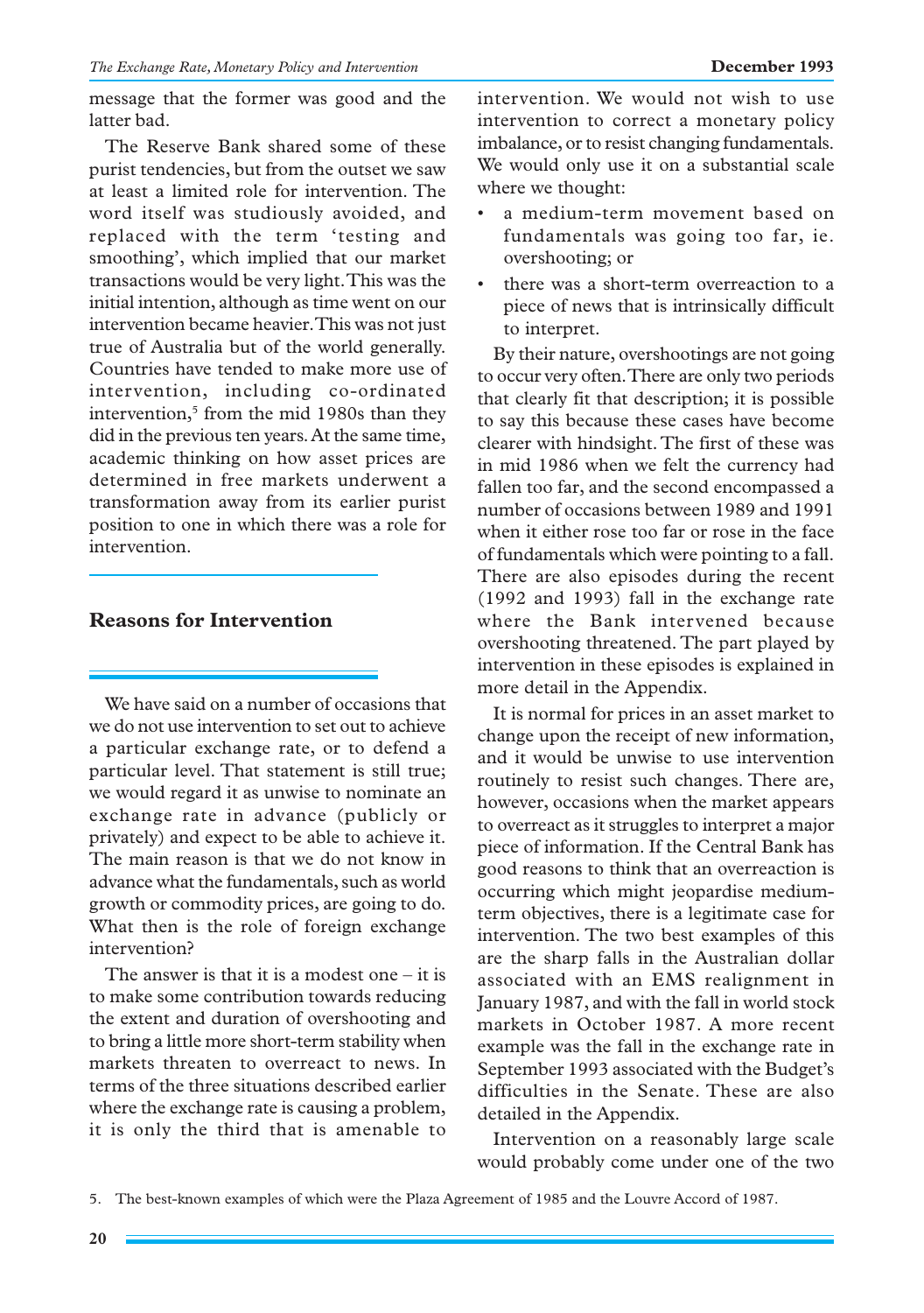message that the former was good and the latter bad.

The Reserve Bank shared some of these purist tendencies, but from the outset we saw at least a limited role for intervention. The word itself was studiously avoided, and replaced with the term 'testing and smoothing', which implied that our market transactions would be very light. This was the initial intention, although as time went on our intervention became heavier. This was not just true of Australia but of the world generally. Countries have tended to make more use of intervention, including co-ordinated intervention,[5] from the mid 1980s than they did in the previous ten years. At the same time, academic thinking on how asset prices are determined in free markets underwent a transformation away from its earlier purist position to one in which there was a role for intervention.

## Reasons for Intervention

We have said on a number of occasions that we do not use intervention to set out to achieve a particular exchange rate, or to defend a particular level. That statement is still true; we would regard it as unwise to nominate an exchange rate in advance (publicly or privately) and expect to be able to achieve it. The main reason is that we do not know in advance what the fundamentals, such as world growth or commodity prices, are going to do. What then is the role of foreign exchange intervention?

The answer is that it is a modest one – it is to make some contribution towards reducing the extent and duration of overshooting and to bring a little more short-term stability when markets threaten to overreact to news. In terms of the three situations described earlier where the exchange rate is causing a problem, it is only the third that is amenable to intervention. We would not wish to use intervention to correct a monetary policy imbalance, or to resist changing fundamentals. We would only use it on a substantial scale where we thought:

- a medium-term movement based on fundamentals was going too far, ie. overshooting; or
- there was a short-term overreaction to a piece of news that is intrinsically difficult to interpret.

By their nature, overshootings are not going to occur very often. There are only two periods that clearly fit that description; it is possible to say this because these cases have become clearer with hindsight. The first of these was in mid 1986 when we felt the currency had fallen too far, and the second encompassed a number of occasions between 1989 and 1991 when it either rose too far or rose in the face of fundamentals which were pointing to a fall. There are also episodes during the recent (1992 and 1993) fall in the exchange rate where the Bank intervened because overshooting threatened. The part played by intervention in these episodes is explained in more detail in the Appendix.

It is normal for prices in an asset market to change upon the receipt of new information, and it would be unwise to use intervention routinely to resist such changes. There are, however, occasions when the market appears to overreact as it struggles to interpret a major piece of information. If the Central Bank has good reasons to think that an overreaction is occurring which might jeopardise medium-term objectives, there is a legitimate case for intervention. The two best examples of this are the sharp falls in the Australian dollar associated with an EMS realignment in January 1987, and with the fall in world stock markets in October 1987. A more recent example was the fall in the exchange rate in September 1993 associated with the Budget's difficulties in the Senate. These are also detailed in the Appendix.

Intervention on a reasonably large scale would probably come under one of the two

5. The best-known examples of which were the Plaza Agreement of 1985 and the Louvre Accord of 1987.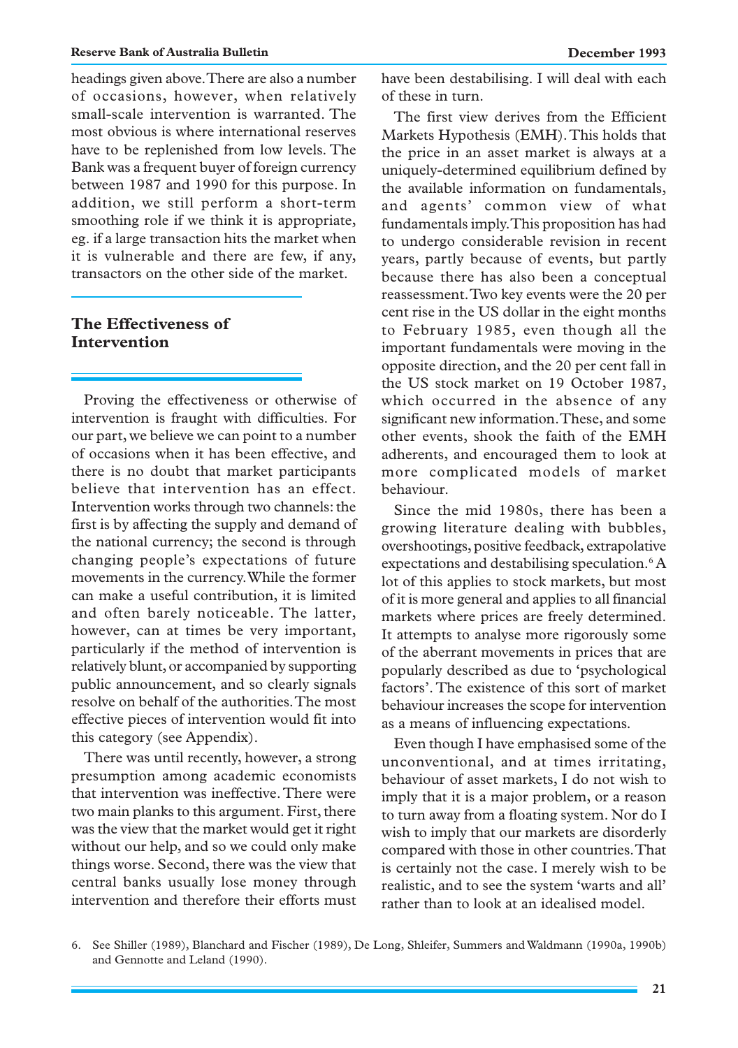headings given above. There are also a number of occasions, however, when relatively small-scale intervention is warranted. The most obvious is where international reserves have to be replenished from low levels. The Bank was a frequent buyer of foreign currency between 1987 and 1990 for this purpose. In addition, we still perform a short-term smoothing role if we think it is appropriate, eg. if a large transaction hits the market when it is vulnerable and there are few, if any, transactors on the other side of the market.

## The Effectiveness of Intervention

Proving the effectiveness or otherwise of intervention is fraught with difficulties. For our part, we believe we can point to a number of occasions when it has been effective, and there is no doubt that market participants believe that intervention has an effect. Intervention works through two channels: the first is by affecting the supply and demand of the national currency; the second is through changing people's expectations of future movements in the currency. While the former can make a useful contribution, it is limited and often barely noticeable. The latter, however, can at times be very important, particularly if the method of intervention is relatively blunt, or accompanied by supporting public announcement, and so clearly signals resolve on behalf of the authorities. The most effective pieces of intervention would fit into this category (see Appendix).

There was until recently, however, a strong presumption among academic economists that intervention was ineffective. There were two main planks to this argument. First, there was the view that the market would get it right without our help, and so we could only make things worse. Second, there was the view that central banks usually lose money through intervention and therefore their efforts must have been destabilising. I will deal with each of these in turn.

The first view derives from the Efficient Markets Hypothesis (EMH). This holds that the price in an asset market is always at a uniquely-determined equilibrium defined by the available information on fundamentals, and agents' common view of what fundamentals imply. This proposition has had to undergo considerable revision in recent years, partly because of events, but partly because there has also been a conceptual reassessment. Two key events were the 20 per cent rise in the US dollar in the eight months to February 1985, even though all the important fundamentals were moving in the opposite direction, and the 20 per cent fall in the US stock market on 19 October 1987, which occurred in the absence of any significant new information. These, and some other events, shook the faith of the EMH adherents, and encouraged them to look at more complicated models of market behaviour.

Since the mid 1980s, there has been a growing literature dealing with bubbles, overshootings, positive feedback, extrapolative expectations and destabilising speculation.[6] A lot of this applies to stock markets, but most of it is more general and applies to all financial markets where prices are freely determined. It attempts to analyse more rigorously some of the aberrant movements in prices that are popularly described as due to 'psychological factors'. The existence of this sort of market behaviour increases the scope for intervention as a means of influencing expectations.

Even though I have emphasised some of the unconventional, and at times irritating, behaviour of asset markets, I do not wish to imply that it is a major problem, or a reason to turn away from a floating system. Nor do I wish to imply that our markets are disorderly compared with those in other countries. That is certainly not the case. I merely wish to be realistic, and to see the system 'warts and all' rather than to look at an idealised model.

6. See Shiller (1989), Blanchard and Fischer (1989), De Long, Shleifer, Summers and Waldmann (1990a, 1990b) and Gennotte and Leland (1990).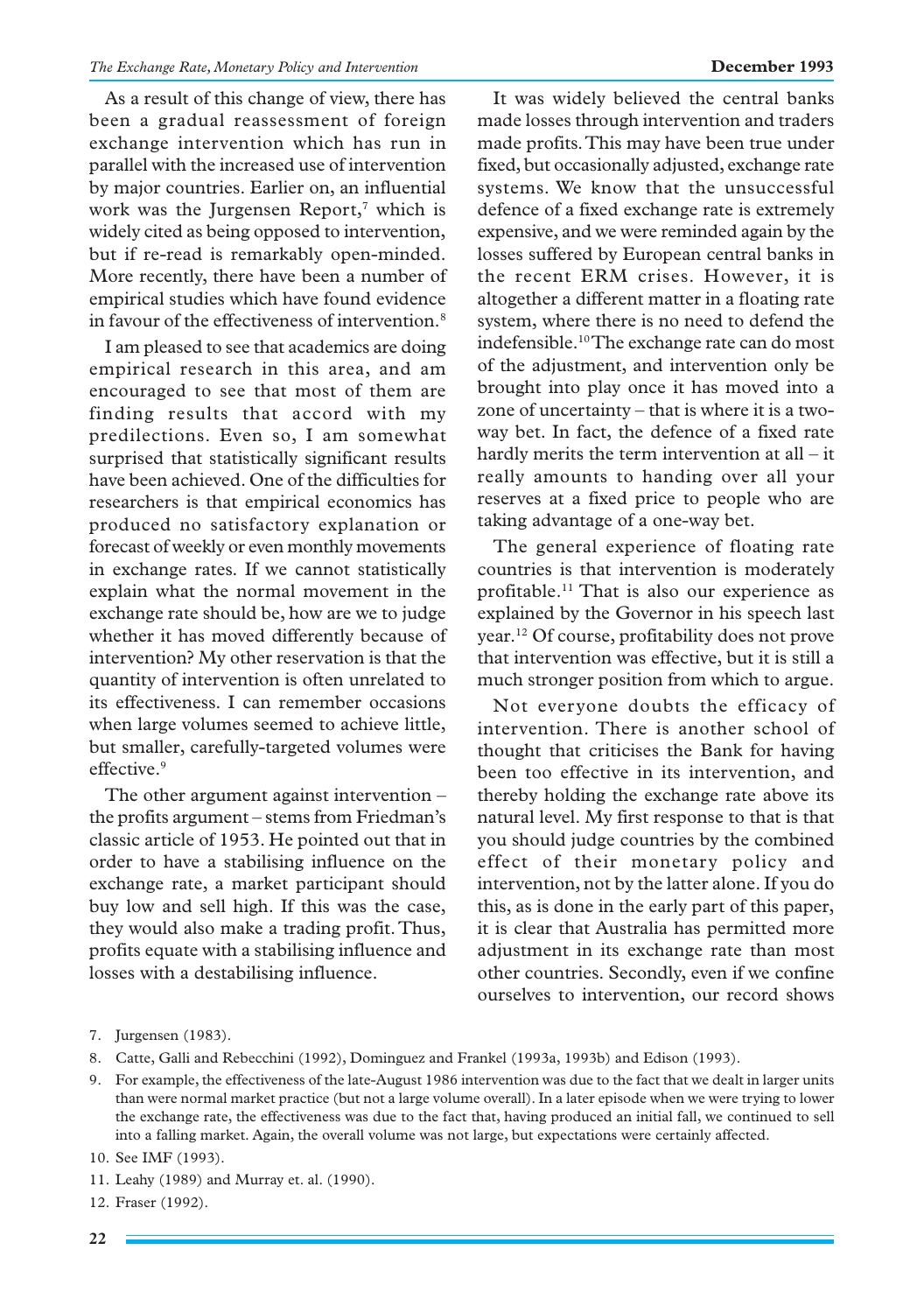As a result of this change of view, there has been a gradual reassessment of foreign exchange intervention which has run in parallel with the increased use of intervention by major countries. Earlier on, an influential work was the Jurgensen Report,[7] which is widely cited as being opposed to intervention, but if re-read is remarkably open-minded. More recently, there have been a number of empirical studies which have found evidence in favour of the effectiveness of intervention.[8]

I am pleased to see that academics are doing empirical research in this area, and am encouraged to see that most of them are finding results that accord with my predilections. Even so, I am somewhat surprised that statistically significant results have been achieved. One of the difficulties for researchers is that empirical economics has produced no satisfactory explanation or forecast of weekly or even monthly movements in exchange rates. If we cannot statistically explain what the normal movement in the exchange rate should be, how are we to judge whether it has moved differently because of intervention? My other reservation is that the quantity of intervention is often unrelated to its effectiveness. I can remember occasions when large volumes seemed to achieve little, but smaller, carefully-targeted volumes were effective.[9]

The other argument against intervention – the profits argument – stems from Friedman's classic article of 1953. He pointed out that in order to have a stabilising influence on the exchange rate, a market participant should buy low and sell high. If this was the case, they would also make a trading profit. Thus, profits equate with a stabilising influence and losses with a destabilising influence.

It was widely believed the central banks made losses through intervention and traders made profits. This may have been true under fixed, but occasionally adjusted, exchange rate systems. We know that the unsuccessful defence of a fixed exchange rate is extremely expensive, and we were reminded again by the losses suffered by European central banks in the recent ERM crises. However, it is altogether a different matter in a floating rate system, where there is no need to defend the indefensible.[10] The exchange rate can do most of the adjustment, and intervention only be brought into play once it has moved into a zone of uncertainty – that is where it is a two-way bet. In fact, the defence of a fixed rate hardly merits the term intervention at all – it really amounts to handing over all your reserves at a fixed price to people who are taking advantage of a one-way bet.

The general experience of floating rate countries is that intervention is moderately profitable.[11] That is also our experience as explained by the Governor in his speech last year.[12] Of course, profitability does not prove that intervention was effective, but it is still a much stronger position from which to argue.

Not everyone doubts the efficacy of intervention. There is another school of thought that criticises the Bank for having been too effective in its intervention, and thereby holding the exchange rate above its natural level. My first response to that is that you should judge countries by the combined effect of their monetary policy and intervention, not by the latter alone. If you do this, as is done in the early part of this paper, it is clear that Australia has permitted more adjustment in its exchange rate than most other countries. Secondly, even if we confine ourselves to intervention, our record shows

---

7. Jurgensen (1983).

8. Catte, Galli and Rebecchini (1992), Dominguez and Frankel (1993a, 1993b) and Edison (1993).

9. For example, the effectiveness of the late-August 1986 intervention was due to the fact that we dealt in larger units than were normal market practice (but not a large volume overall). In a later episode when we were trying to lower the exchange rate, the effectiveness was due to the fact that, having produced an initial fall, we continued to sell into a falling market. Again, the overall volume was not large, but expectations were certainly affected.

10. See IMF (1993).

11. Leahy (1989) and Murray et. al. (1990).

12. Fraser (1992).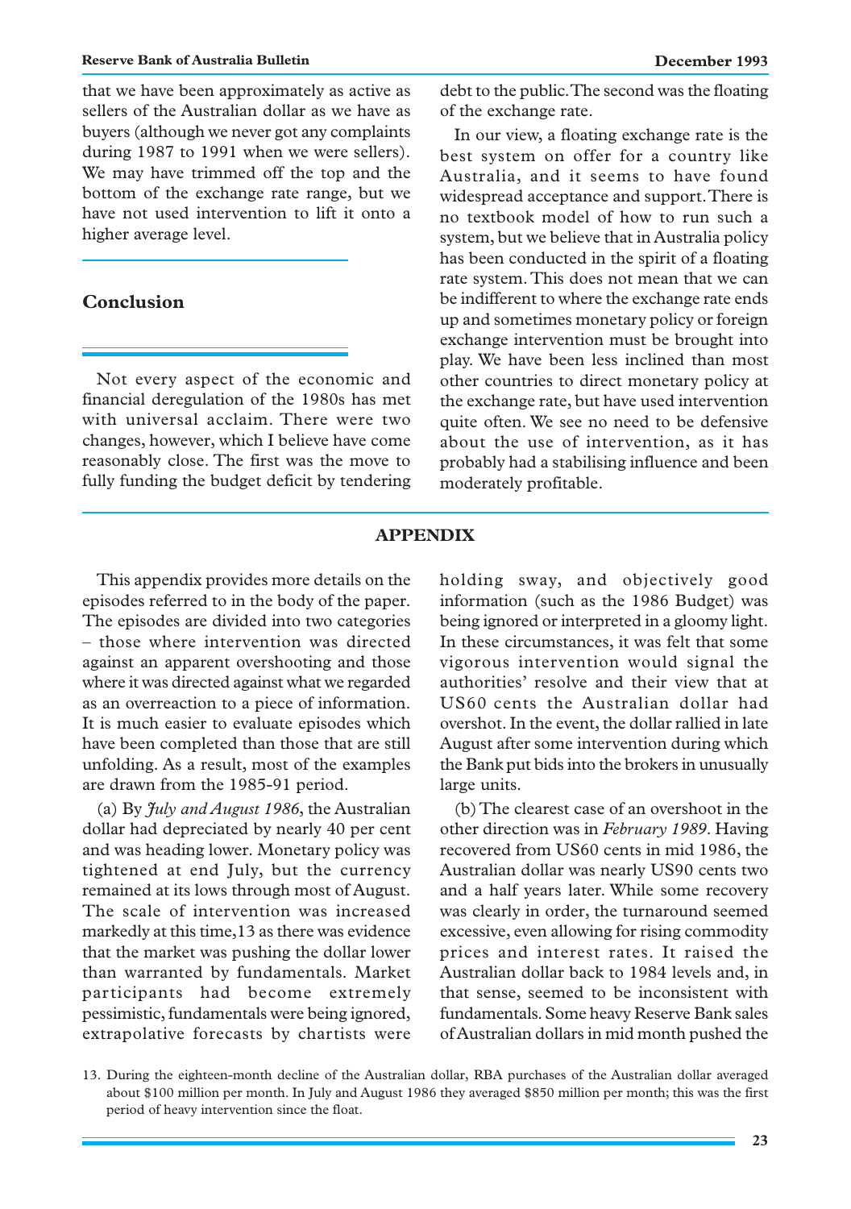that we have been approximately as active as sellers of the Australian dollar as we have as buyers (although we never got any complaints during 1987 to 1991 when we were sellers). We may have trimmed off the top and the bottom of the exchange rate range, but we have not used intervention to lift it onto a higher average level.

## Conclusion

Not every aspect of the economic and financial deregulation of the 1980s has met with universal acclaim. There were two changes, however, which I believe have come reasonably close. The first was the move to fully funding the budget deficit by tendering debt to the public. The second was the floating of the exchange rate.

In our view, a floating exchange rate is the best system on offer for a country like Australia, and it seems to have found widespread acceptance and support. There is no textbook model of how to run such a system, but we believe that in Australia policy has been conducted in the spirit of a floating rate system. This does not mean that we can be indifferent to where the exchange rate ends up and sometimes monetary policy or foreign exchange intervention must be brought into play. We have been less inclined than most other countries to direct monetary policy at the exchange rate, but have used intervention quite often. We see no need to be defensive about the use of intervention, as it has probably had a stabilising influence and been moderately profitable.

## APPENDIX

This appendix provides more details on the episodes referred to in the body of the paper. The episodes are divided into two categories – those where intervention was directed against an apparent overshooting and those where it was directed against what we regarded as an overreaction to a piece of information. It is much easier to evaluate episodes which have been completed than those that are still unfolding. As a result, most of the examples are drawn from the 1985-91 period.

(a) By *July and August 1986*, the Australian dollar had depreciated by nearly 40 per cent and was heading lower. Monetary policy was tightened at end July, but the currency remained at its lows through most of August. The scale of intervention was increased markedly at this time,[13] as there was evidence that the market was pushing the dollar lower than warranted by fundamentals. Market participants had become extremely pessimistic, fundamentals were being ignored, extrapolative forecasts by chartists were holding sway, and objectively good information (such as the 1986 Budget) was being ignored or interpreted in a gloomy light. In these circumstances, it was felt that some vigorous intervention would signal the authorities' resolve and their view that at US60 cents the Australian dollar had overshot. In the event, the dollar rallied in late August after some intervention during which the Bank put bids into the brokers in unusually large units.

(b) The clearest case of an overshoot in the other direction was in *February 1989*. Having recovered from US60 cents in mid 1986, the Australian dollar was nearly US90 cents two and a half years later. While some recovery was clearly in order, the turnaround seemed excessive, even allowing for rising commodity prices and interest rates. It raised the Australian dollar back to 1984 levels and, in that sense, seemed to be inconsistent with fundamentals. Some heavy Reserve Bank sales of Australian dollars in mid month pushed the

13. During the eighteen-month decline of the Australian dollar, RBA purchases of the Australian dollar averaged about $100 million per month. In July and August 1986 they averaged $850 million per month; this was the first period of heavy intervention since the float.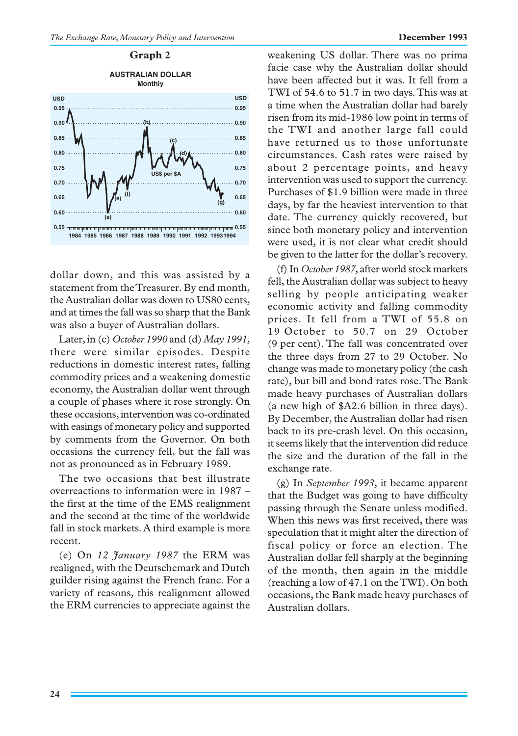**Graph 2**

**AUSTRALIAN DOLLAR**
Monthly

dollar down, and this was assisted by a statement from the Treasurer. By end month, the Australian dollar was down to US80 cents, and at times the fall was so sharp that the Bank was also a buyer of Australian dollars.

Later, in (c) *October 1990* and (d) *May 1991*, there were similar episodes. Despite reductions in domestic interest rates, falling commodity prices and a weakening domestic economy, the Australian dollar went through a couple of phases where it rose strongly. On these occasions, intervention was co-ordinated with easings of monetary policy and supported by comments from the Governor. On both occasions the currency fell, but the fall was not as pronounced as in February 1989.

The two occasions that best illustrate overreactions to information were in 1987 – the first at the time of the EMS realignment and the second at the time of the worldwide fall in stock markets. A third example is more recent.

(e) On *12 January 1987* the ERM was realigned, with the Deutschemark and Dutch guilder rising against the French franc. For a variety of reasons, this realignment allowed the ERM currencies to appreciate against the weakening US dollar. There was no prima facie case why the Australian dollar should have been affected but it was. It fell from a TWI of 54.6 to 51.7 in two days. This was at a time when the Australian dollar had barely risen from its mid-1986 low point in terms of the TWI and another large fall could have returned us to those unfortunate circumstances. Cash rates were raised by about 2 percentage points, and heavy intervention was used to support the currency. Purchases of $1.9 billion were made in three days, by far the heaviest intervention to that date. The currency quickly recovered, but since both monetary policy and intervention were used, it is not clear what credit should be given to the latter for the dollar's recovery.

(f) In *October 1987*, after world stock markets fell, the Australian dollar was subject to heavy selling by people anticipating weaker economic activity and falling commodity prices. It fell from a TWI of 55.8 on 19 October to 50.7 on 29 October (9 per cent). The fall was concentrated over the three days from 27 to 29 October. No change was made to monetary policy (the cash rate), but bill and bond rates rose. The Bank made heavy purchases of Australian dollars (a new high of $A2.6 billion in three days). By December, the Australian dollar had risen back to its pre-crash level. On this occasion, it seems likely that the intervention did reduce the size and the duration of the fall in the exchange rate.

(g) In *September 1993*, it became apparent that the Budget was going to have difficulty passing through the Senate unless modified. When this news was first received, there was speculation that it might alter the direction of fiscal policy or force an election. The Australian dollar fell sharply at the beginning of the month, then again in the middle (reaching a low of 47.1 on the TWI). On both occasions, the Bank made heavy purchases of Australian dollars.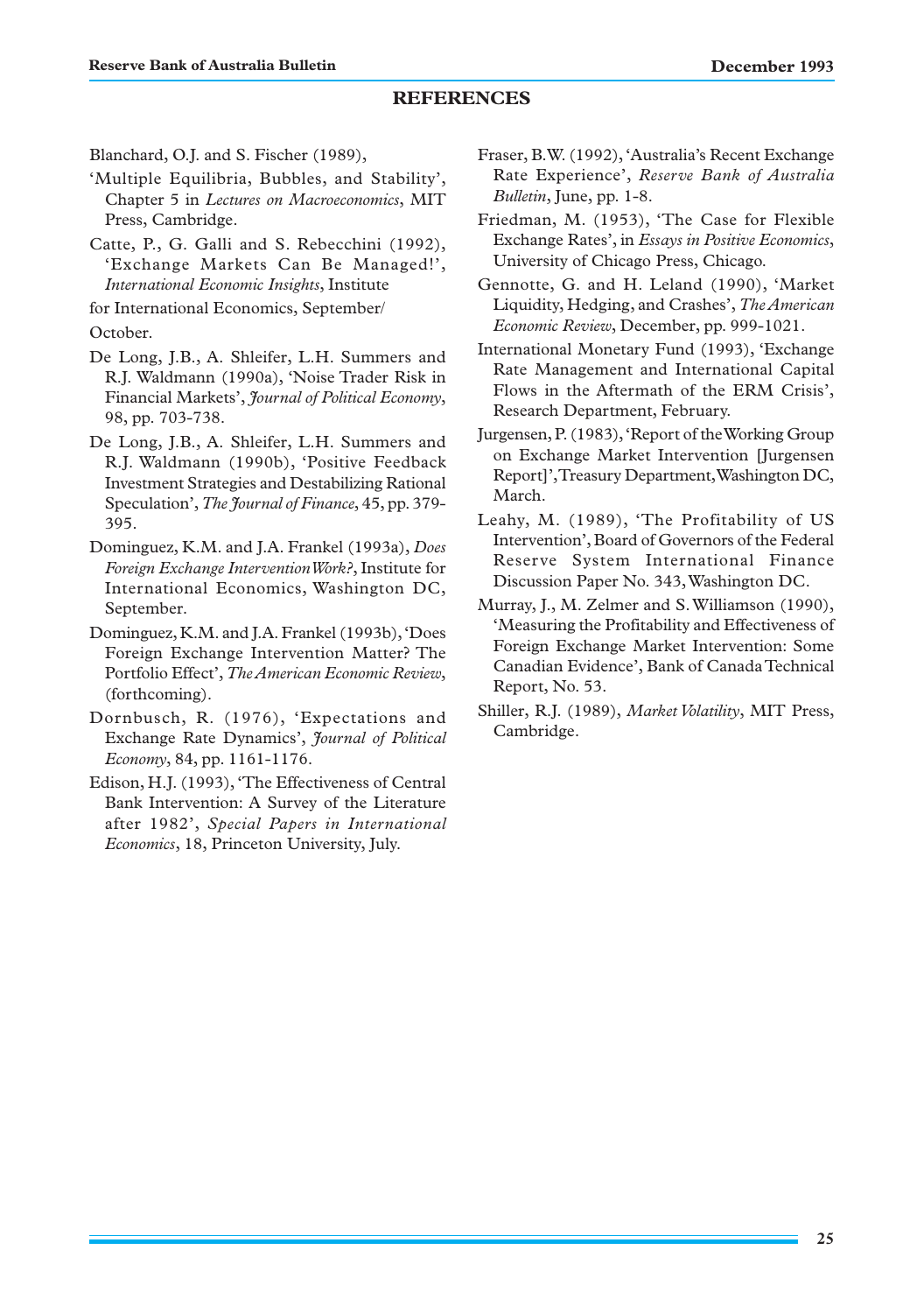## REFERENCES

Blanchard, O.J. and S. Fischer (1989), 'Multiple Equilibria, Bubbles, and Stability', Chapter 5 in *Lectures on Macroeconomics*, MIT Press, Cambridge.

Catte, P., G. Galli and S. Rebecchini (1992), 'Exchange Markets Can Be Managed!', *International Economic Insights*, Institute for International Economics, September/October.

De Long, J.B., A. Shleifer, L.H. Summers and R.J. Waldmann (1990a), 'Noise Trader Risk in Financial Markets', *Journal of Political Economy*, 98, pp. 703-738.

De Long, J.B., A. Shleifer, L.H. Summers and R.J. Waldmann (1990b), 'Positive Feedback Investment Strategies and Destabilizing Rational Speculation', *The Journal of Finance*, 45, pp. 379-395.

Dominguez, K.M. and J.A. Frankel (1993a), *Does Foreign Exchange Intervention Work?*, Institute for International Economics, Washington DC, September.

Dominguez, K.M. and J.A. Frankel (1993b), 'Does Foreign Exchange Intervention Matter? The Portfolio Effect', *The American Economic Review*, (forthcoming).

Dornbusch, R. (1976), 'Expectations and Exchange Rate Dynamics', *Journal of Political Economy*, 84, pp. 1161-1176.

Edison, H.J. (1993), 'The Effectiveness of Central Bank Intervention: A Survey of the Literature after 1982', *Special Papers in International Economics*, 18, Princeton University, July.

Fraser, B.W. (1992), 'Australia's Recent Exchange Rate Experience', *Reserve Bank of Australia Bulletin*, June, pp. 1-8.

Friedman, M. (1953), 'The Case for Flexible Exchange Rates', in *Essays in Positive Economics*, University of Chicago Press, Chicago.

Gennotte, G. and H. Leland (1990), 'Market Liquidity, Hedging, and Crashes', *The American Economic Review*, December, pp. 999-1021.

International Monetary Fund (1993), 'Exchange Rate Management and International Capital Flows in the Aftermath of the ERM Crisis', Research Department, February.

Jurgensen, P. (1983), 'Report of the Working Group on Exchange Market Intervention [Jurgensen Report]', Treasury Department, Washington DC, March.

Leahy, M. (1989), 'The Profitability of US Intervention', Board of Governors of the Federal Reserve System International Finance Discussion Paper No. 343, Washington DC.

Murray, J., M. Zelmer and S. Williamson (1990), 'Measuring the Profitability and Effectiveness of Foreign Exchange Market Intervention: Some Canadian Evidence', Bank of Canada Technical Report, No. 53.

Shiller, R.J. (1989), *Market Volatility*, MIT Press, Cambridge.